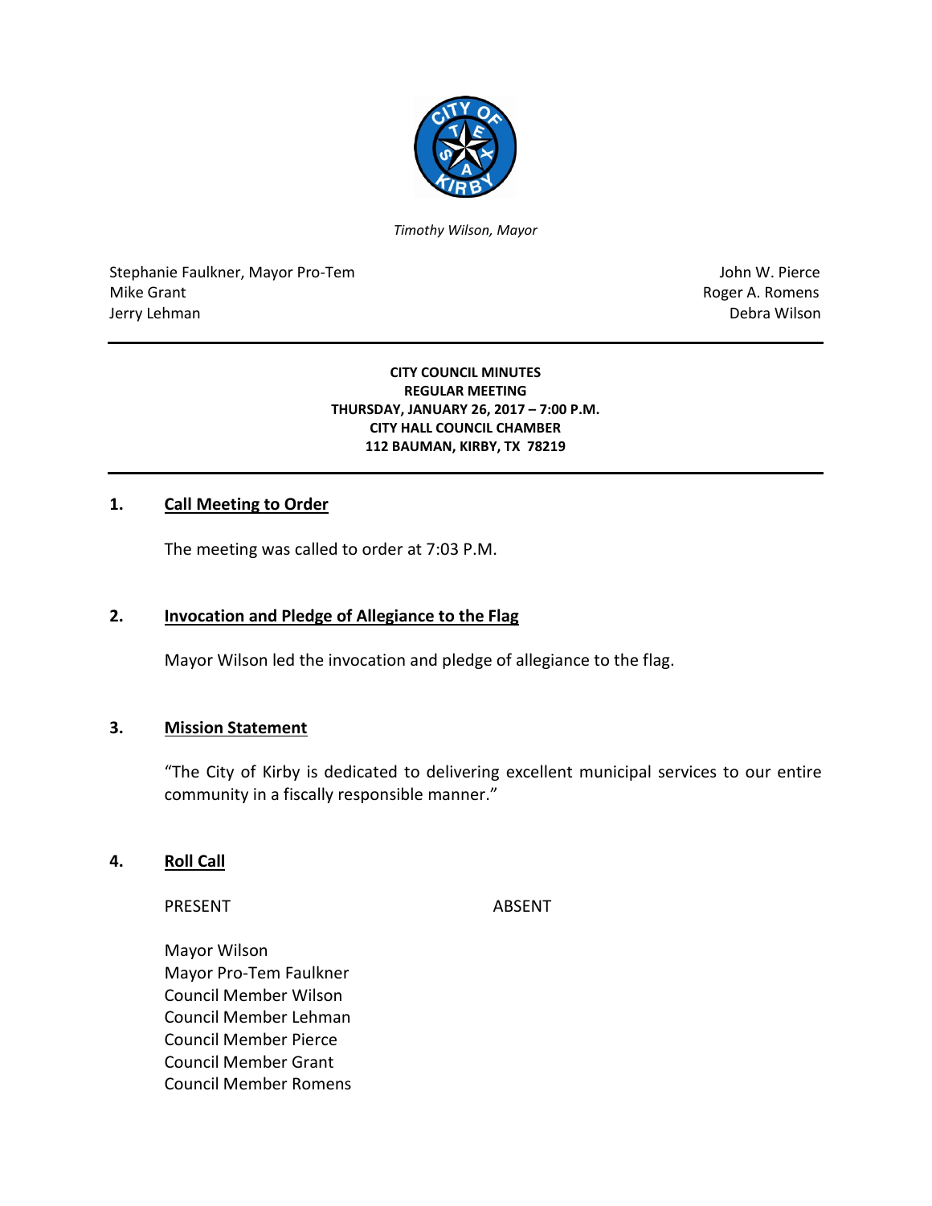*Timothy Wilson, Mayor*

Stephanie Faulkner, Mayor Pro-Tem
Mike Grant
Jerry Lehman

John W. Pierce
Roger A. Romens
Debra Wilson

**CITY COUNCIL MINUTES**
**REGULAR MEETING**
**THURSDAY, JANUARY 26, 2017 – 7:00 P.M.**
**CITY HALL COUNCIL CHAMBER**
**112 BAUMAN, KIRBY, TX 78219**

## 1. Call Meeting to Order

The meeting was called to order at 7:03 P.M.

## 2. Invocation and Pledge of Allegiance to the Flag

Mayor Wilson led the invocation and pledge of allegiance to the flag.

## 3. Mission Statement

"The City of Kirby is dedicated to delivering excellent municipal services to our entire community in a fiscally responsible manner."

## 4. Roll Call

| PRESENT | ABSENT |
|---|---|
| Mayor Wilson | |
| Mayor Pro-Tem Faulkner | |
| Council Member Wilson | |
| Council Member Lehman | |
| Council Member Pierce | |
| Council Member Grant | |
| Council Member Romens | |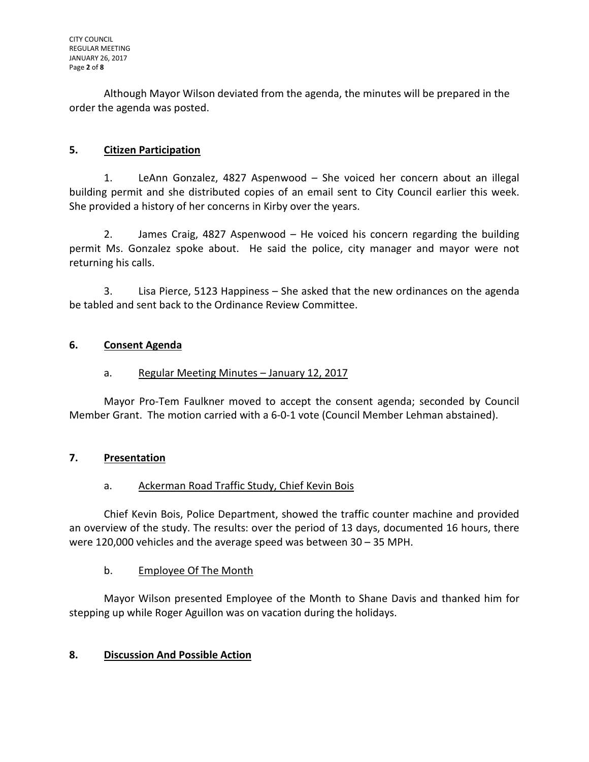Although Mayor Wilson deviated from the agenda, the minutes will be prepared in the order the agenda was posted.

## 5. Citizen Participation

1. LeAnn Gonzalez, 4827 Aspenwood – She voiced her concern about an illegal building permit and she distributed copies of an email sent to City Council earlier this week. She provided a history of her concerns in Kirby over the years.

2. James Craig, 4827 Aspenwood – He voiced his concern regarding the building permit Ms. Gonzalez spoke about. He said the police, city manager and mayor were not returning his calls.

3. Lisa Pierce, 5123 Happiness – She asked that the new ordinances on the agenda be tabled and sent back to the Ordinance Review Committee.

## 6. Consent Agenda

a. Regular Meeting Minutes – January 12, 2017

Mayor Pro-Tem Faulkner moved to accept the consent agenda; seconded by Council Member Grant. The motion carried with a 6-0-1 vote (Council Member Lehman abstained).

## 7. Presentation

a. Ackerman Road Traffic Study, Chief Kevin Bois

Chief Kevin Bois, Police Department, showed the traffic counter machine and provided an overview of the study. The results: over the period of 13 days, documented 16 hours, there were 120,000 vehicles and the average speed was between 30 – 35 MPH.

b. Employee Of The Month

Mayor Wilson presented Employee of the Month to Shane Davis and thanked him for stepping up while Roger Aguillon was on vacation during the holidays.

## 8. Discussion And Possible Action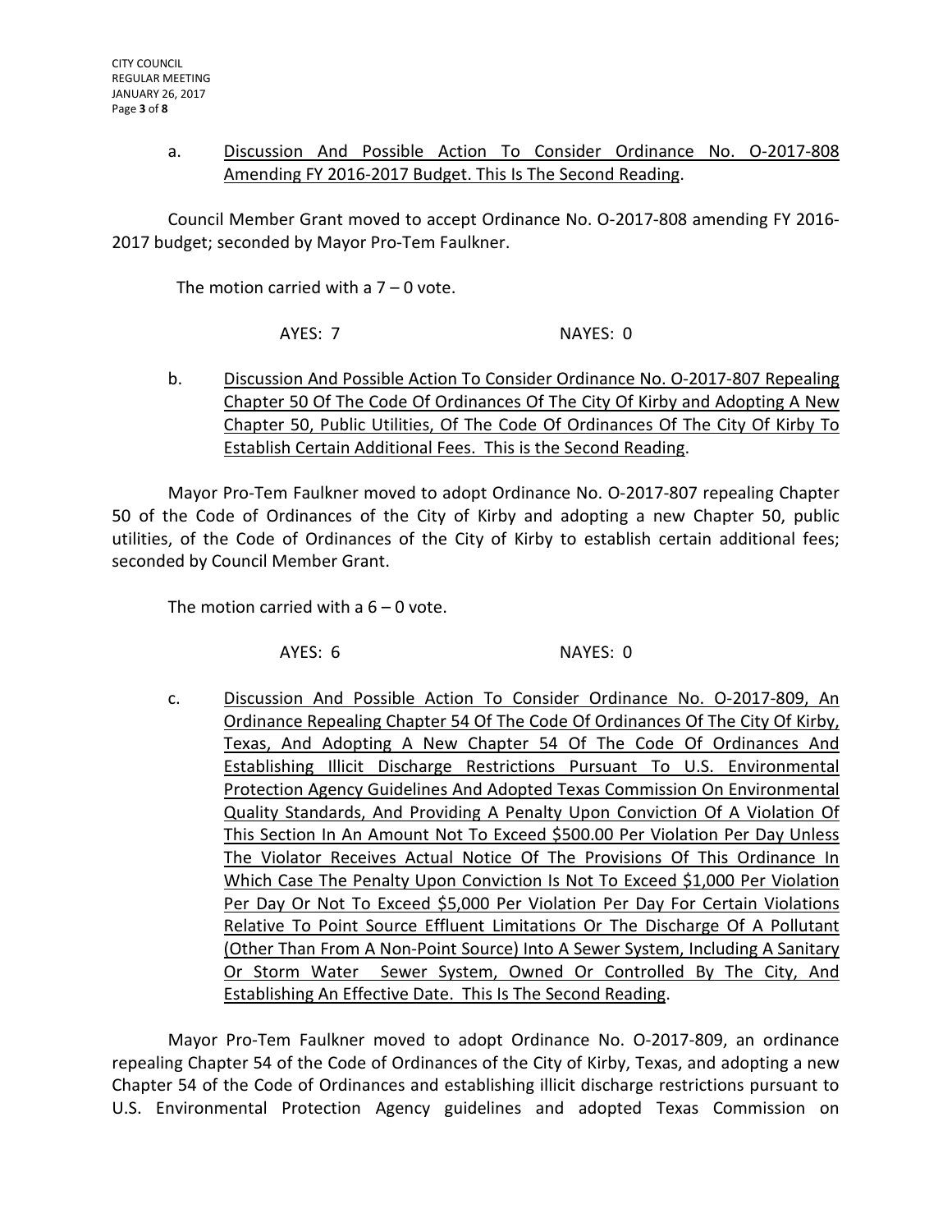a. Discussion And Possible Action To Consider Ordinance No. O-2017-808 Amending FY 2016-2017 Budget. This Is The Second Reading.

Council Member Grant moved to accept Ordinance No. O-2017-808 amending FY 2016-2017 budget; seconded by Mayor Pro-Tem Faulkner.

The motion carried with a 7 – 0 vote.

AYES: 7 NAYES: 0

b. Discussion And Possible Action To Consider Ordinance No. O-2017-807 Repealing Chapter 50 Of The Code Of Ordinances Of The City Of Kirby and Adopting A New Chapter 50, Public Utilities, Of The Code Of Ordinances Of The City Of Kirby To Establish Certain Additional Fees. This is the Second Reading.

Mayor Pro-Tem Faulkner moved to adopt Ordinance No. O-2017-807 repealing Chapter 50 of the Code of Ordinances of the City of Kirby and adopting a new Chapter 50, public utilities, of the Code of Ordinances of the City of Kirby to establish certain additional fees; seconded by Council Member Grant.

The motion carried with a 6 – 0 vote.

AYES: 6 NAYES: 0

c. Discussion And Possible Action To Consider Ordinance No. O-2017-809, An Ordinance Repealing Chapter 54 Of The Code Of Ordinances Of The City Of Kirby, Texas, And Adopting A New Chapter 54 Of The Code Of Ordinances And Establishing Illicit Discharge Restrictions Pursuant To U.S. Environmental Protection Agency Guidelines And Adopted Texas Commission On Environmental Quality Standards, And Providing A Penalty Upon Conviction Of A Violation Of This Section In An Amount Not To Exceed $500.00 Per Violation Per Day Unless The Violator Receives Actual Notice Of The Provisions Of This Ordinance In Which Case The Penalty Upon Conviction Is Not To Exceed $1,000 Per Violation Per Day Or Not To Exceed $5,000 Per Violation Per Day For Certain Violations Relative To Point Source Effluent Limitations Or The Discharge Of A Pollutant (Other Than From A Non-Point Source) Into A Sewer System, Including A Sanitary Or Storm Water Sewer System, Owned Or Controlled By The City, And Establishing An Effective Date. This Is The Second Reading.

Mayor Pro-Tem Faulkner moved to adopt Ordinance No. O-2017-809, an ordinance repealing Chapter 54 of the Code of Ordinances of the City of Kirby, Texas, and adopting a new Chapter 54 of the Code of Ordinances and establishing illicit discharge restrictions pursuant to U.S. Environmental Protection Agency guidelines and adopted Texas Commission on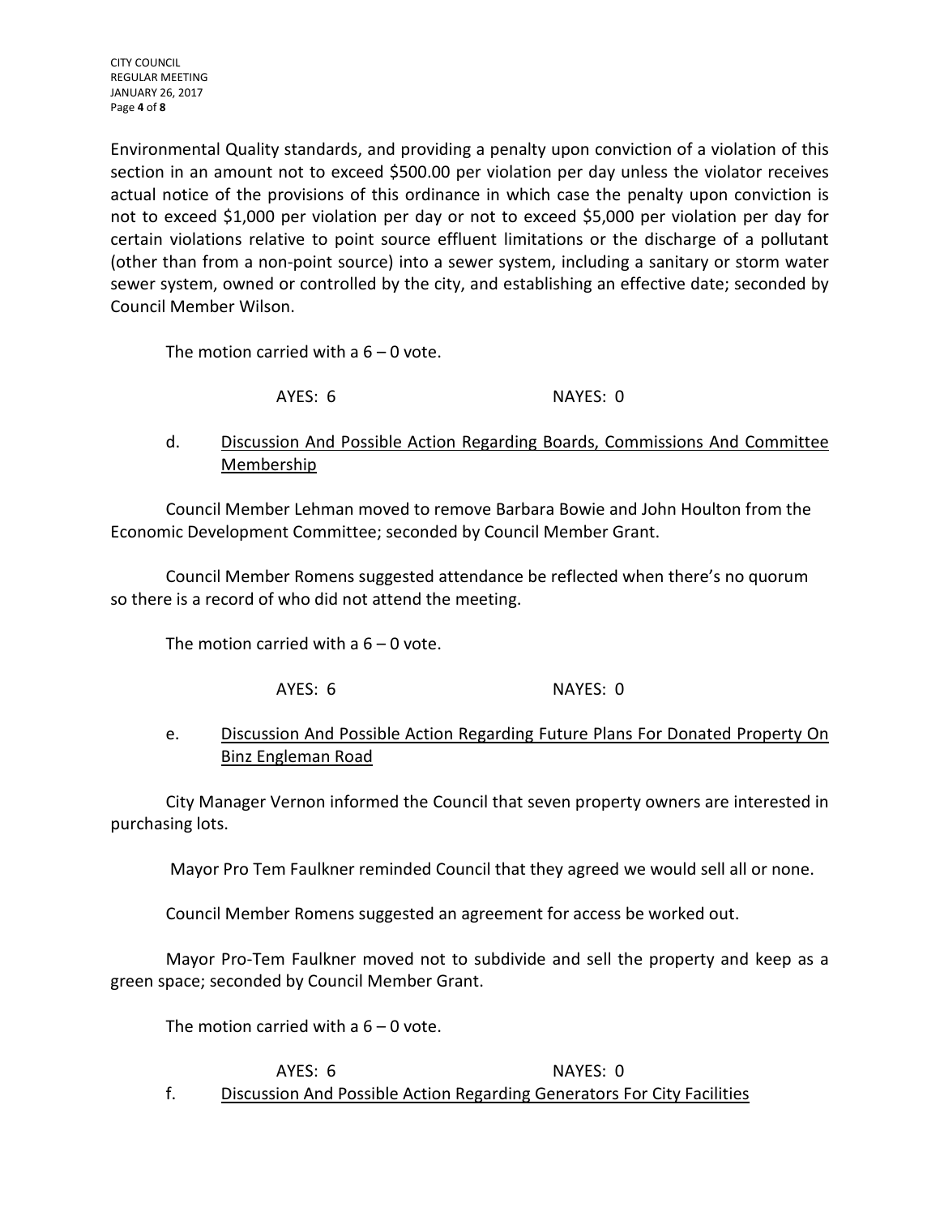Environmental Quality standards, and providing a penalty upon conviction of a violation of this section in an amount not to exceed $500.00 per violation per day unless the violator receives actual notice of the provisions of this ordinance in which case the penalty upon conviction is not to exceed $1,000 per violation per day or not to exceed $5,000 per violation per day for certain violations relative to point source effluent limitations or the discharge of a pollutant (other than from a non-point source) into a sewer system, including a sanitary or storm water sewer system, owned or controlled by the city, and establishing an effective date; seconded by Council Member Wilson.

The motion carried with a 6 – 0 vote.

AYES: 6 NAYES: 0

d. <u>Discussion And Possible Action Regarding Boards, Commissions And Committee Membership</u>

Council Member Lehman moved to remove Barbara Bowie and John Houlton from the Economic Development Committee; seconded by Council Member Grant.

Council Member Romens suggested attendance be reflected when there's no quorum so there is a record of who did not attend the meeting.

The motion carried with a 6 – 0 vote.

AYES: 6 NAYES: 0

e. <u>Discussion And Possible Action Regarding Future Plans For Donated Property On Binz Engleman Road</u>

City Manager Vernon informed the Council that seven property owners are interested in purchasing lots.

Mayor Pro Tem Faulkner reminded Council that they agreed we would sell all or none.

Council Member Romens suggested an agreement for access be worked out.

Mayor Pro-Tem Faulkner moved not to subdivide and sell the property and keep as a green space; seconded by Council Member Grant.

The motion carried with a 6 – 0 vote.

AYES: 6 NAYES: 0

f. <u>Discussion And Possible Action Regarding Generators For City Facilities</u>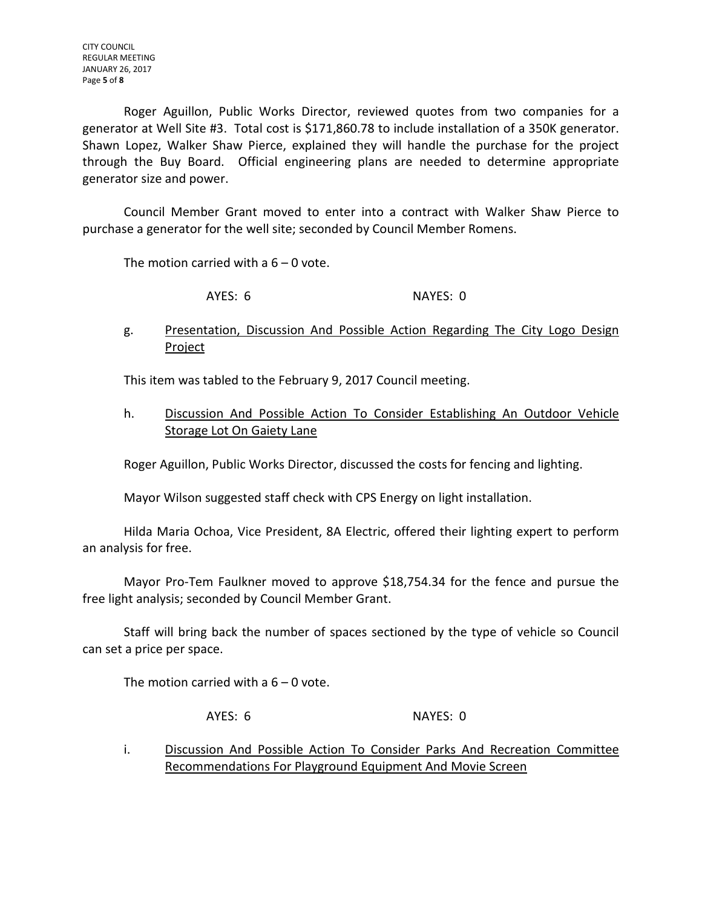Roger Aguillon, Public Works Director, reviewed quotes from two companies for a generator at Well Site #3. Total cost is $171,860.78 to include installation of a 350K generator. Shawn Lopez, Walker Shaw Pierce, explained they will handle the purchase for the project through the Buy Board. Official engineering plans are needed to determine appropriate generator size and power.

Council Member Grant moved to enter into a contract with Walker Shaw Pierce to purchase a generator for the well site; seconded by Council Member Romens.

The motion carried with a 6 – 0 vote.

AYES: 6 NAYES: 0

g. <u>Presentation, Discussion And Possible Action Regarding The City Logo Design Project</u>

This item was tabled to the February 9, 2017 Council meeting.

h. <u>Discussion And Possible Action To Consider Establishing An Outdoor Vehicle Storage Lot On Gaiety Lane</u>

Roger Aguillon, Public Works Director, discussed the costs for fencing and lighting.

Mayor Wilson suggested staff check with CPS Energy on light installation.

Hilda Maria Ochoa, Vice President, 8A Electric, offered their lighting expert to perform an analysis for free.

Mayor Pro-Tem Faulkner moved to approve $18,754.34 for the fence and pursue the free light analysis; seconded by Council Member Grant.

Staff will bring back the number of spaces sectioned by the type of vehicle so Council can set a price per space.

The motion carried with a 6 – 0 vote.

AYES: 6 NAYES: 0

i. <u>Discussion And Possible Action To Consider Parks And Recreation Committee Recommendations For Playground Equipment And Movie Screen</u>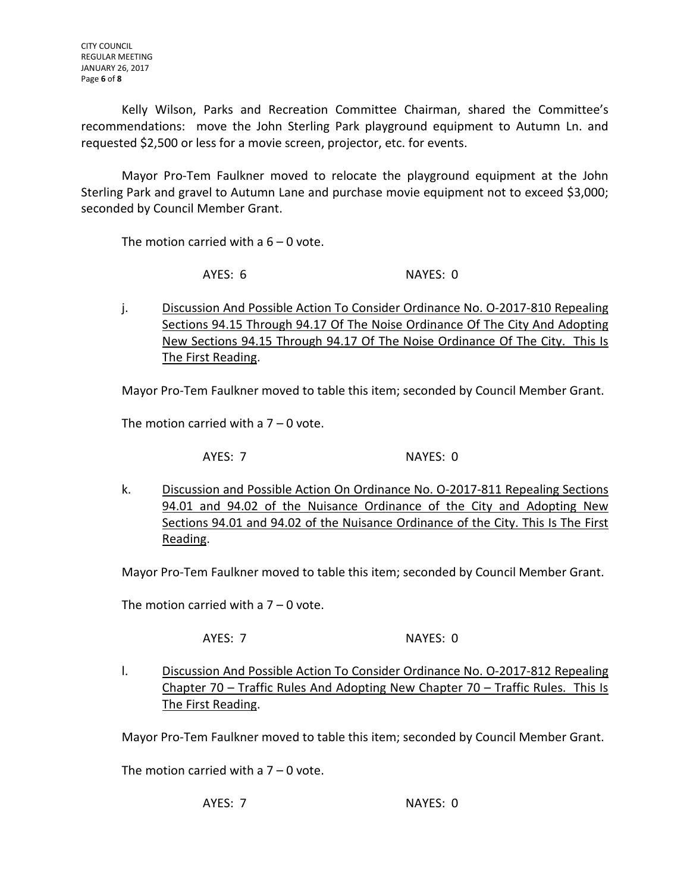Kelly Wilson, Parks and Recreation Committee Chairman, shared the Committee's recommendations: move the John Sterling Park playground equipment to Autumn Ln. and requested $2,500 or less for a movie screen, projector, etc. for events.

Mayor Pro-Tem Faulkner moved to relocate the playground equipment at the John Sterling Park and gravel to Autumn Lane and purchase movie equipment not to exceed $3,000; seconded by Council Member Grant.

The motion carried with a 6 – 0 vote.

AYES: 6 NAYES: 0

j. Discussion And Possible Action To Consider Ordinance No. O-2017-810 Repealing Sections 94.15 Through 94.17 Of The Noise Ordinance Of The City And Adopting New Sections 94.15 Through 94.17 Of The Noise Ordinance Of The City. This Is The First Reading.

Mayor Pro-Tem Faulkner moved to table this item; seconded by Council Member Grant.

The motion carried with a 7 – 0 vote.

AYES: 7 NAYES: 0

k. Discussion and Possible Action On Ordinance No. O-2017-811 Repealing Sections 94.01 and 94.02 of the Nuisance Ordinance of the City and Adopting New Sections 94.01 and 94.02 of the Nuisance Ordinance of the City. This Is The First Reading.

Mayor Pro-Tem Faulkner moved to table this item; seconded by Council Member Grant.

The motion carried with a 7 – 0 vote.

AYES: 7 NAYES: 0

l. Discussion And Possible Action To Consider Ordinance No. O-2017-812 Repealing Chapter 70 – Traffic Rules And Adopting New Chapter 70 – Traffic Rules. This Is The First Reading.

Mayor Pro-Tem Faulkner moved to table this item; seconded by Council Member Grant.

The motion carried with a 7 – 0 vote.

AYES: 7 NAYES: 0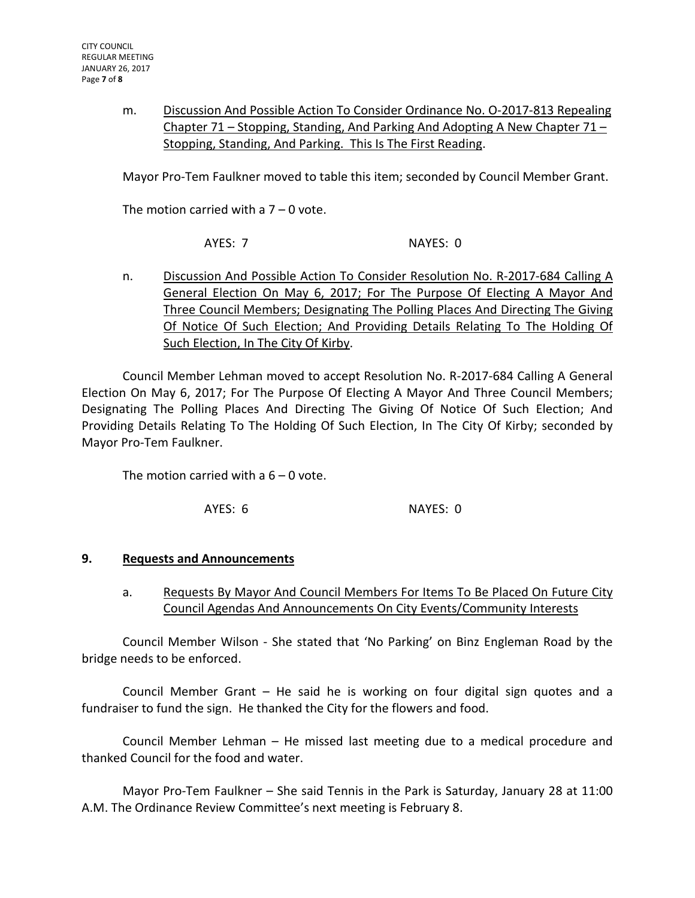m. Discussion And Possible Action To Consider Ordinance No. O-2017-813 Repealing Chapter 71 – Stopping, Standing, And Parking And Adopting A New Chapter 71 – Stopping, Standing, And Parking. This Is The First Reading.

Mayor Pro-Tem Faulkner moved to table this item; seconded by Council Member Grant.

The motion carried with a 7 – 0 vote.

AYES: 7 NAYES: 0

n. Discussion And Possible Action To Consider Resolution No. R-2017-684 Calling A General Election On May 6, 2017; For The Purpose Of Electing A Mayor And Three Council Members; Designating The Polling Places And Directing The Giving Of Notice Of Such Election; And Providing Details Relating To The Holding Of Such Election, In The City Of Kirby.

Council Member Lehman moved to accept Resolution No. R-2017-684 Calling A General Election On May 6, 2017; For The Purpose Of Electing A Mayor And Three Council Members; Designating The Polling Places And Directing The Giving Of Notice Of Such Election; And Providing Details Relating To The Holding Of Such Election, In The City Of Kirby; seconded by Mayor Pro-Tem Faulkner.

The motion carried with a 6 – 0 vote.

AYES: 6 NAYES: 0

## 9. Requests and Announcements

a. Requests By Mayor And Council Members For Items To Be Placed On Future City Council Agendas And Announcements On City Events/Community Interests

Council Member Wilson - She stated that 'No Parking' on Binz Engleman Road by the bridge needs to be enforced.

Council Member Grant – He said he is working on four digital sign quotes and a fundraiser to fund the sign. He thanked the City for the flowers and food.

Council Member Lehman – He missed last meeting due to a medical procedure and thanked Council for the food and water.

Mayor Pro-Tem Faulkner – She said Tennis in the Park is Saturday, January 28 at 11:00 A.M. The Ordinance Review Committee's next meeting is February 8.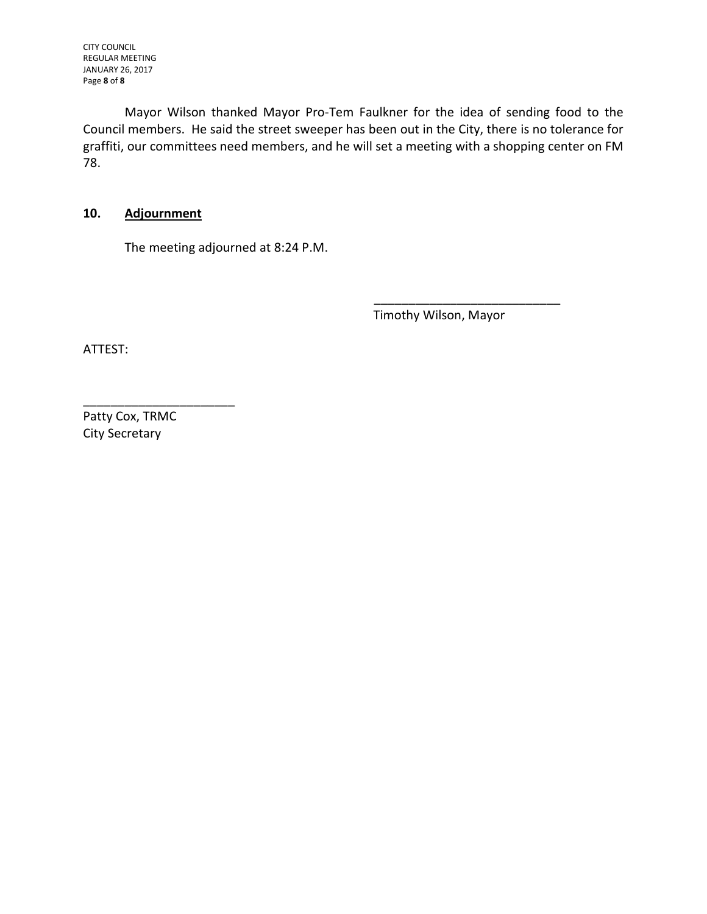Mayor Wilson thanked Mayor Pro-Tem Faulkner for the idea of sending food to the Council members. He said the street sweeper has been out in the City, there is no tolerance for graffiti, our committees need members, and he will set a meeting with a shopping center on FM 78.

## 10. Adjournment

The meeting adjourned at 8:24 P.M.

___________________________
Timothy Wilson, Mayor

ATTEST:

______________________
Patty Cox, TRMC
City Secretary